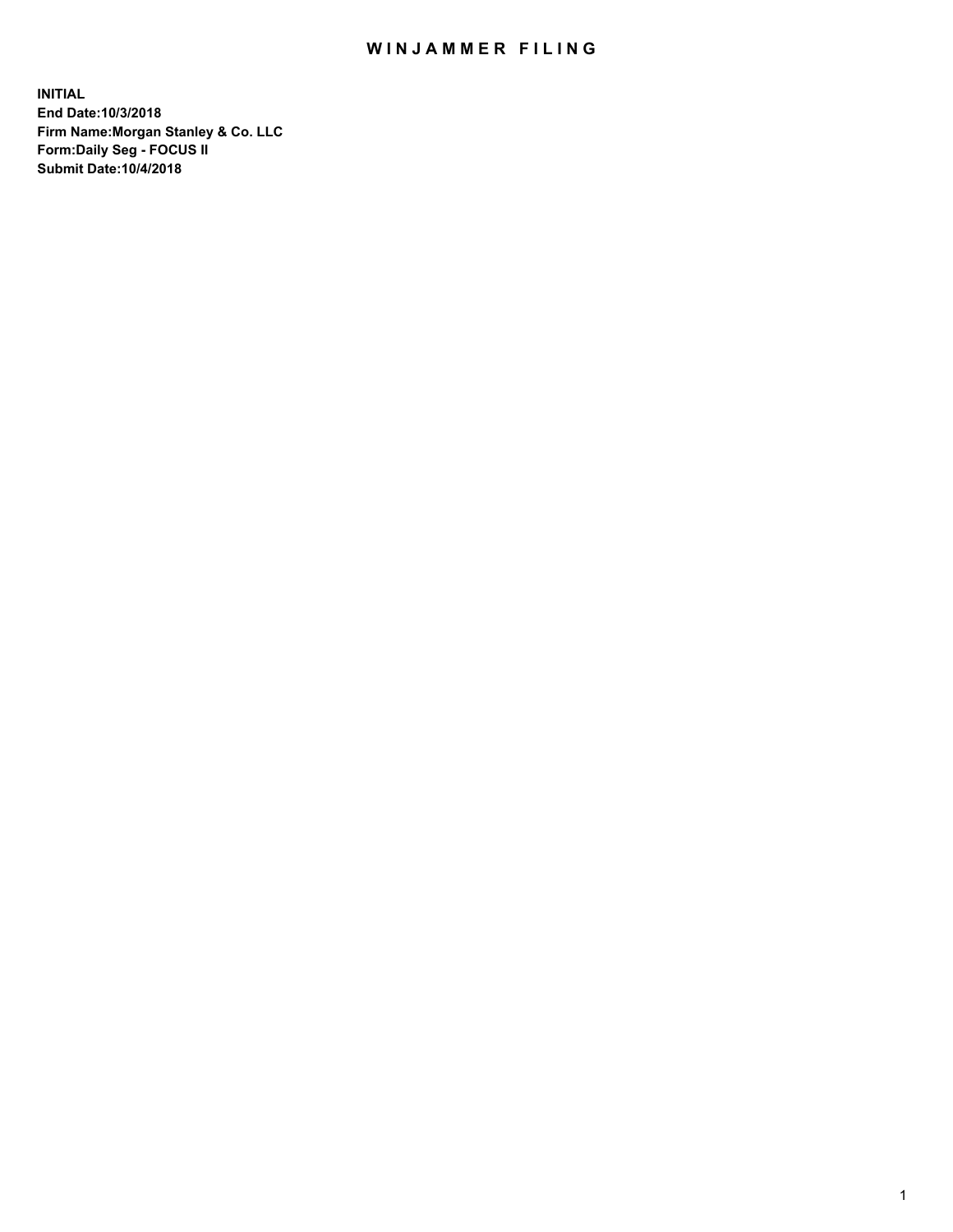# WINJAMMER FILING

**INITIAL**
**End Date:10/3/2018**
**Firm Name:Morgan Stanley & Co. LLC**
**Form:Daily Seg - FOCUS II**
**Submit Date:10/4/2018**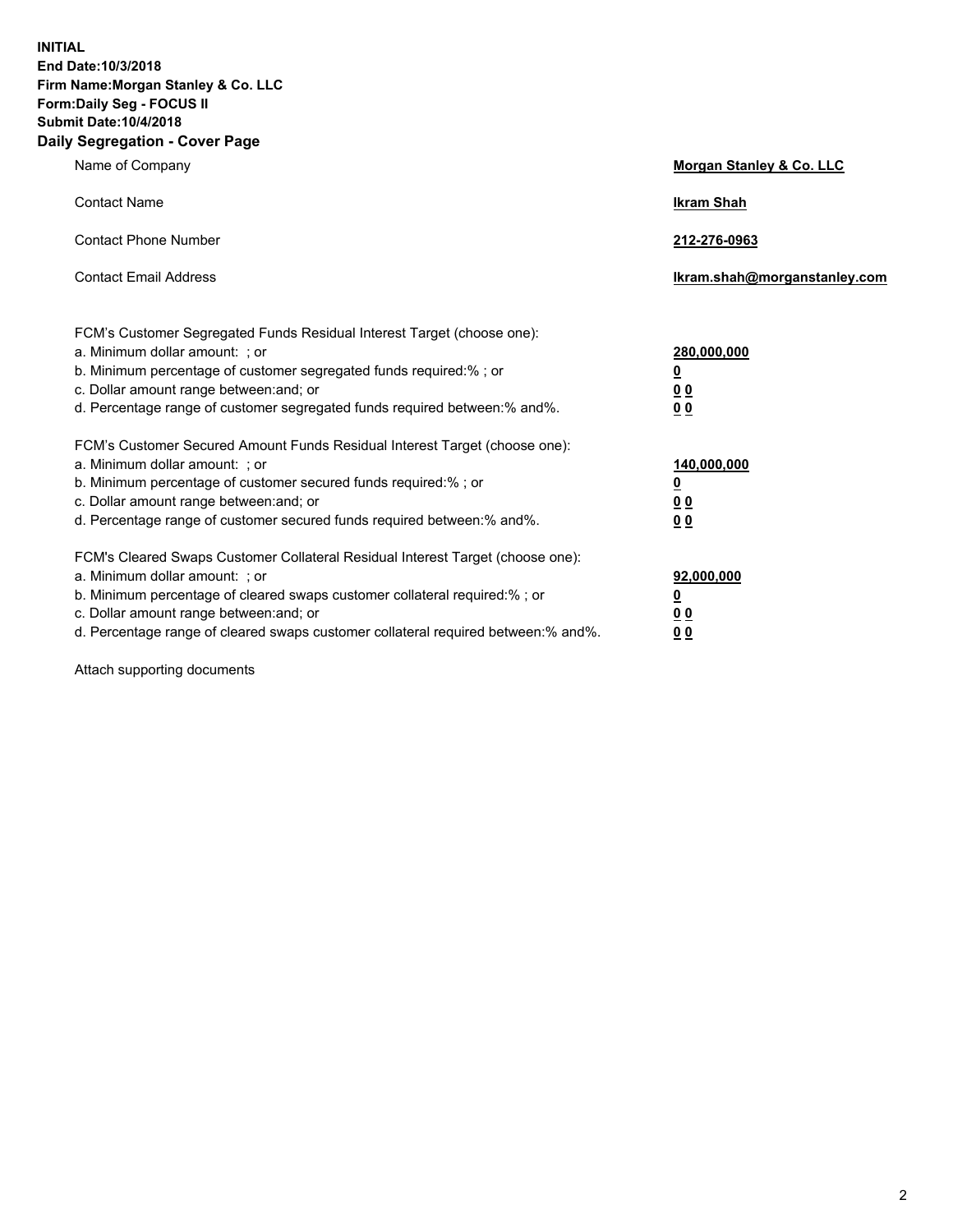**INITIAL**
**End Date:10/3/2018**
**Firm Name:Morgan Stanley & Co. LLC**
**Form:Daily Seg - FOCUS II**
**Submit Date:10/4/2018**

## Daily Segregation - Cover Page

| | |
|---|---|
| Name of Company | **Morgan Stanley & Co. LLC** |
| Contact Name | **Ikram Shah** |
| Contact Phone Number | **212-276-0963** |
| Contact Email Address | **Ikram.shah@morganstanley.com** |

| | |
|---|---|
| FCM's Customer Segregated Funds Residual Interest Target (choose one): | |
| a. Minimum dollar amount: ; or | **280,000,000** |
| b. Minimum percentage of customer segregated funds required:% ; or | **0** |
| c. Dollar amount range between:and; or | **0 0** |
| d. Percentage range of customer segregated funds required between:% and%. | **0 0** |
| FCM's Customer Secured Amount Funds Residual Interest Target (choose one): | |
| a. Minimum dollar amount: ; or | **140,000,000** |
| b. Minimum percentage of customer secured funds required:% ; or | **0** |
| c. Dollar amount range between:and; or | **0 0** |
| d. Percentage range of customer secured funds required between:% and%. | **0 0** |
| FCM's Cleared Swaps Customer Collateral Residual Interest Target (choose one): | |
| a. Minimum dollar amount: ; or | **92,000,000** |
| b. Minimum percentage of cleared swaps customer collateral required:% ; or | **0** |
| c. Dollar amount range between:and; or | **0 0** |
| d. Percentage range of cleared swaps customer collateral required between:% and%. | **0 0** |

Attach supporting documents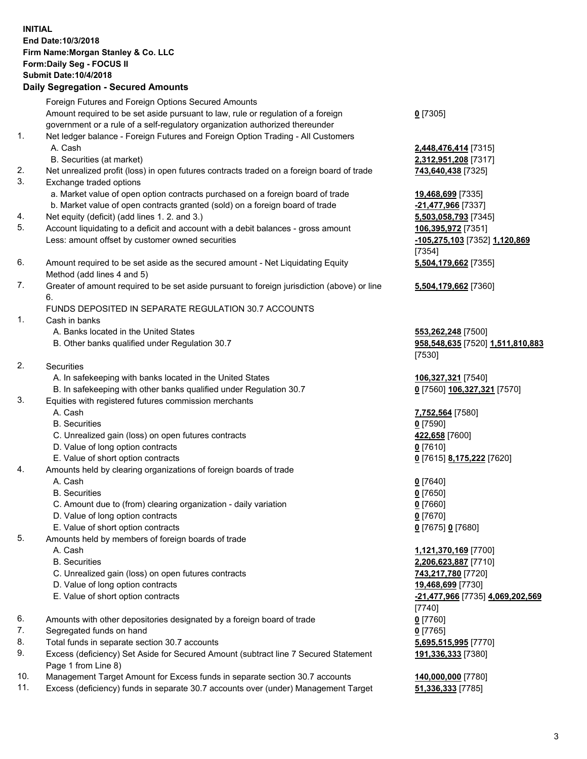**INITIAL**
**End Date:10/3/2018**
**Firm Name:Morgan Stanley & Co. LLC**
**Form:Daily Seg - FOCUS II**
**Submit Date:10/4/2018**

## Daily Segregation - Secured Amounts

| | | |
|---|---|---|
| | Foreign Futures and Foreign Options Secured Amounts | |
| | Amount required to be set aside pursuant to law, rule or regulation of a foreign government or a rule of a self-regulatory organization authorized thereunder | **0** [7305] |
| 1. | Net ledger balance - Foreign Futures and Foreign Option Trading - All Customers | |
| | A. Cash | **2,448,476,414** [7315] |
| | B. Securities (at market) | **2,312,951,208** [7317] |
| 2. | Net unrealized profit (loss) in open futures contracts traded on a foreign board of trade | **743,640,438** [7325] |
| 3. | Exchange traded options | |
| | a. Market value of open option contracts purchased on a foreign board of trade | **19,468,699** [7335] |
| | b. Market value of open contracts granted (sold) on a foreign board of trade | **-21,477,966** [7337] |
| 4. | Net equity (deficit) (add lines 1. 2. and 3.) | **5,503,058,793** [7345] |
| 5. | Account liquidating to a deficit and account with a debit balances - gross amount | **106,395,972** [7351] |
| | Less: amount offset by customer owned securities | **-105,275,103** [7352] **1,120,869** [7354] |
| 6. | Amount required to be set aside as the secured amount - Net Liquidating Equity Method (add lines 4 and 5) | **5,504,179,662** [7355] |
| 7. | Greater of amount required to be set aside pursuant to foreign jurisdiction (above) or line 6. | **5,504,179,662** [7360] |
| | FUNDS DEPOSITED IN SEPARATE REGULATION 30.7 ACCOUNTS | |
| 1. | Cash in banks | |
| | A. Banks located in the United States | **553,262,248** [7500] |
| | B. Other banks qualified under Regulation 30.7 | **958,548,635** [7520] **1,511,810,883** [7530] |
| 2. | Securities | |
| | A. In safekeeping with banks located in the United States | **106,327,321** [7540] |
| | B. In safekeeping with other banks qualified under Regulation 30.7 | **0** [7560] **106,327,321** [7570] |
| 3. | Equities with registered futures commission merchants | |
| | A. Cash | **7,752,564** [7580] |
| | B. Securities | **0** [7590] |
| | C. Unrealized gain (loss) on open futures contracts | **422,658** [7600] |
| | D. Value of long option contracts | **0** [7610] |
| | E. Value of short option contracts | **0** [7615] **8,175,222** [7620] |
| 4. | Amounts held by clearing organizations of foreign boards of trade | |
| | A. Cash | **0** [7640] |
| | B. Securities | **0** [7650] |
| | C. Amount due to (from) clearing organization - daily variation | **0** [7660] |
| | D. Value of long option contracts | **0** [7670] |
| | E. Value of short option contracts | **0** [7675] **0** [7680] |
| 5. | Amounts held by members of foreign boards of trade | |
| | A. Cash | **1,121,370,169** [7700] |
| | B. Securities | **2,206,623,887** [7710] |
| | C. Unrealized gain (loss) on open futures contracts | **743,217,780** [7720] |
| | D. Value of long option contracts | **19,468,699** [7730] |
| | E. Value of short option contracts | **-21,477,966** [7735] **4,069,202,569** [7740] |
| 6. | Amounts with other depositories designated by a foreign board of trade | **0** [7760] |
| 7. | Segregated funds on hand | **0** [7765] |
| 8. | Total funds in separate section 30.7 accounts | **5,695,515,995** [7770] |
| 9. | Excess (deficiency) Set Aside for Secured Amount (subtract line 7 Secured Statement Page 1 from Line 8) | **191,336,333** [7380] |
| 10. | Management Target Amount for Excess funds in separate section 30.7 accounts | **140,000,000** [7780] |
| 11. | Excess (deficiency) funds in separate 30.7 accounts over (under) Management Target | **51,336,333** [7785] |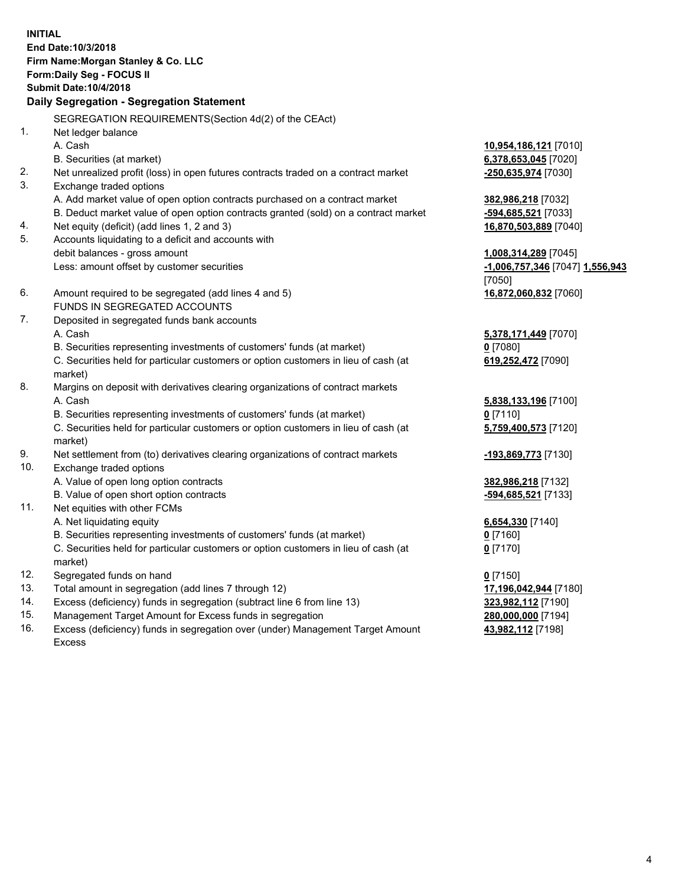**INITIAL**
**End Date:10/3/2018**
**Firm Name:Morgan Stanley & Co. LLC**
**Form:Daily Seg - FOCUS II**
**Submit Date:10/4/2018**

**Daily Segregation - Segregation Statement**

SEGREGATION REQUIREMENTS(Section 4d(2) of the CEAct)

| | | |
|---|---|---|
| 1. | Net ledger balance | |
| | A. Cash | **10,954,186,121** [7010] |
| | B. Securities (at market) | **6,378,653,045** [7020] |
| 2. | Net unrealized profit (loss) in open futures contracts traded on a contract market | **-250,635,974** [7030] |
| 3. | Exchange traded options | |
| | A. Add market value of open option contracts purchased on a contract market | **382,986,218** [7032] |
| | B. Deduct market value of open option contracts granted (sold) on a contract market | **-594,685,521** [7033] |
| 4. | Net equity (deficit) (add lines 1, 2 and 3) | **16,870,503,889** [7040] |
| 5. | Accounts liquidating to a deficit and accounts with debit balances - gross amount | **1,008,314,289** [7045] |
| | Less: amount offset by customer securities | **-1,006,757,346** [7047] **1,556,943** [7050] |
| 6. | Amount required to be segregated (add lines 4 and 5) | **16,872,060,832** [7060] |
| | FUNDS IN SEGREGATED ACCOUNTS | |
| 7. | Deposited in segregated funds bank accounts | |
| | A. Cash | **5,378,171,449** [7070] |
| | B. Securities representing investments of customers' funds (at market) | **0** [7080] |
| | C. Securities held for particular customers or option customers in lieu of cash (at market) | **619,252,472** [7090] |
| 8. | Margins on deposit with derivatives clearing organizations of contract markets | |
| | A. Cash | **5,838,133,196** [7100] |
| | B. Securities representing investments of customers' funds (at market) | **0** [7110] |
| | C. Securities held for particular customers or option customers in lieu of cash (at market) | **5,759,400,573** [7120] |
| 9. | Net settlement from (to) derivatives clearing organizations of contract markets | **-193,869,773** [7130] |
| 10. | Exchange traded options | |
| | A. Value of open long option contracts | **382,986,218** [7132] |
| | B. Value of open short option contracts | **-594,685,521** [7133] |
| 11. | Net equities with other FCMs | |
| | A. Net liquidating equity | **6,654,330** [7140] |
| | B. Securities representing investments of customers' funds (at market) | **0** [7160] |
| | C. Securities held for particular customers or option customers in lieu of cash (at market) | **0** [7170] |
| 12. | Segregated funds on hand | **0** [7150] |
| 13. | Total amount in segregation (add lines 7 through 12) | **17,196,042,944** [7180] |
| 14. | Excess (deficiency) funds in segregation (subtract line 6 from line 13) | **323,982,112** [7190] |
| 15. | Management Target Amount for Excess funds in segregation | **280,000,000** [7194] |
| 16. | Excess (deficiency) funds in segregation over (under) Management Target Amount Excess | **43,982,112** [7198] |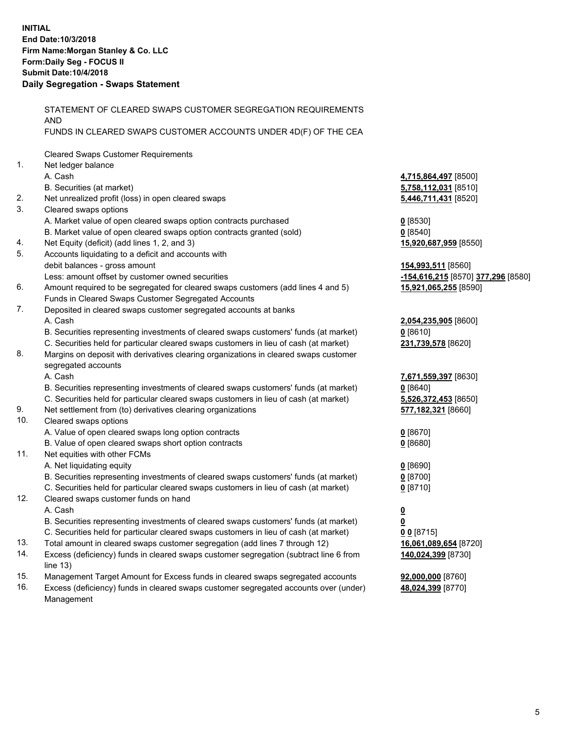**INITIAL**
**End Date:10/3/2018**
**Firm Name:Morgan Stanley & Co. LLC**
**Form:Daily Seg - FOCUS II**
**Submit Date:10/4/2018**
**Daily Segregation - Swaps Statement**

STATEMENT OF CLEARED SWAPS CUSTOMER SEGREGATION REQUIREMENTS AND FUNDS IN CLEARED SWAPS CUSTOMER ACCOUNTS UNDER 4D(F) OF THE CEA

| | | |
|---|---|---|
| | Cleared Swaps Customer Requirements | |
| 1. | Net ledger balance | |
| | A. Cash | **4,715,864,497** [8500] |
| | B. Securities (at market) | **5,758,112,031** [8510] |
| 2. | Net unrealized profit (loss) in open cleared swaps | **5,446,711,431** [8520] |
| 3. | Cleared swaps options | |
| | A. Market value of open cleared swaps option contracts purchased | **0** [8530] |
| | B. Market value of open cleared swaps option contracts granted (sold) | **0** [8540] |
| 4. | Net Equity (deficit) (add lines 1, 2, and 3) | **15,920,687,959** [8550] |
| 5. | Accounts liquidating to a deficit and accounts with debit balances - gross amount | **154,993,511** [8560] |
| | Less: amount offset by customer owned securities | **-154,616,215** [8570] **377,296** [8580] |
| 6. | Amount required to be segregated for cleared swaps customers (add lines 4 and 5) | **15,921,065,255** [8590] |
| | Funds in Cleared Swaps Customer Segregated Accounts | |
| 7. | Deposited in cleared swaps customer segregated accounts at banks | |
| | A. Cash | **2,054,235,905** [8600] |
| | B. Securities representing investments of cleared swaps customers' funds (at market) | **0** [8610] |
| | C. Securities held for particular cleared swaps customers in lieu of cash (at market) | **231,739,578** [8620] |
| 8. | Margins on deposit with derivatives clearing organizations in cleared swaps customer segregated accounts | |
| | A. Cash | **7,671,559,397** [8630] |
| | B. Securities representing investments of cleared swaps customers' funds (at market) | **0** [8640] |
| | C. Securities held for particular cleared swaps customers in lieu of cash (at market) | **5,526,372,453** [8650] |
| 9. | Net settlement from (to) derivatives clearing organizations | **577,182,321** [8660] |
| 10. | Cleared swaps options | |
| | A. Value of open cleared swaps long option contracts | **0** [8670] |
| | B. Value of open cleared swaps short option contracts | **0** [8680] |
| 11. | Net equities with other FCMs | |
| | A. Net liquidating equity | **0** [8690] |
| | B. Securities representing investments of cleared swaps customers' funds (at market) | **0** [8700] |
| | C. Securities held for particular cleared swaps customers in lieu of cash (at market) | **0** [8710] |
| 12. | Cleared swaps customer funds on hand | |
| | A. Cash | **0** |
| | B. Securities representing investments of cleared swaps customers' funds (at market) | **0** |
| | C. Securities held for particular cleared swaps customers in lieu of cash (at market) | **0** **0** [8715] |
| 13. | Total amount in cleared swaps customer segregation (add lines 7 through 12) | **16,061,089,654** [8720] |
| 14. | Excess (deficiency) funds in cleared swaps customer segregation (subtract line 6 from line 13) | **140,024,399** [8730] |
| 15. | Management Target Amount for Excess funds in cleared swaps segregated accounts | **92,000,000** [8760] |
| 16. | Excess (deficiency) funds in cleared swaps customer segregated accounts over (under) Management | **48,024,399** [8770] |